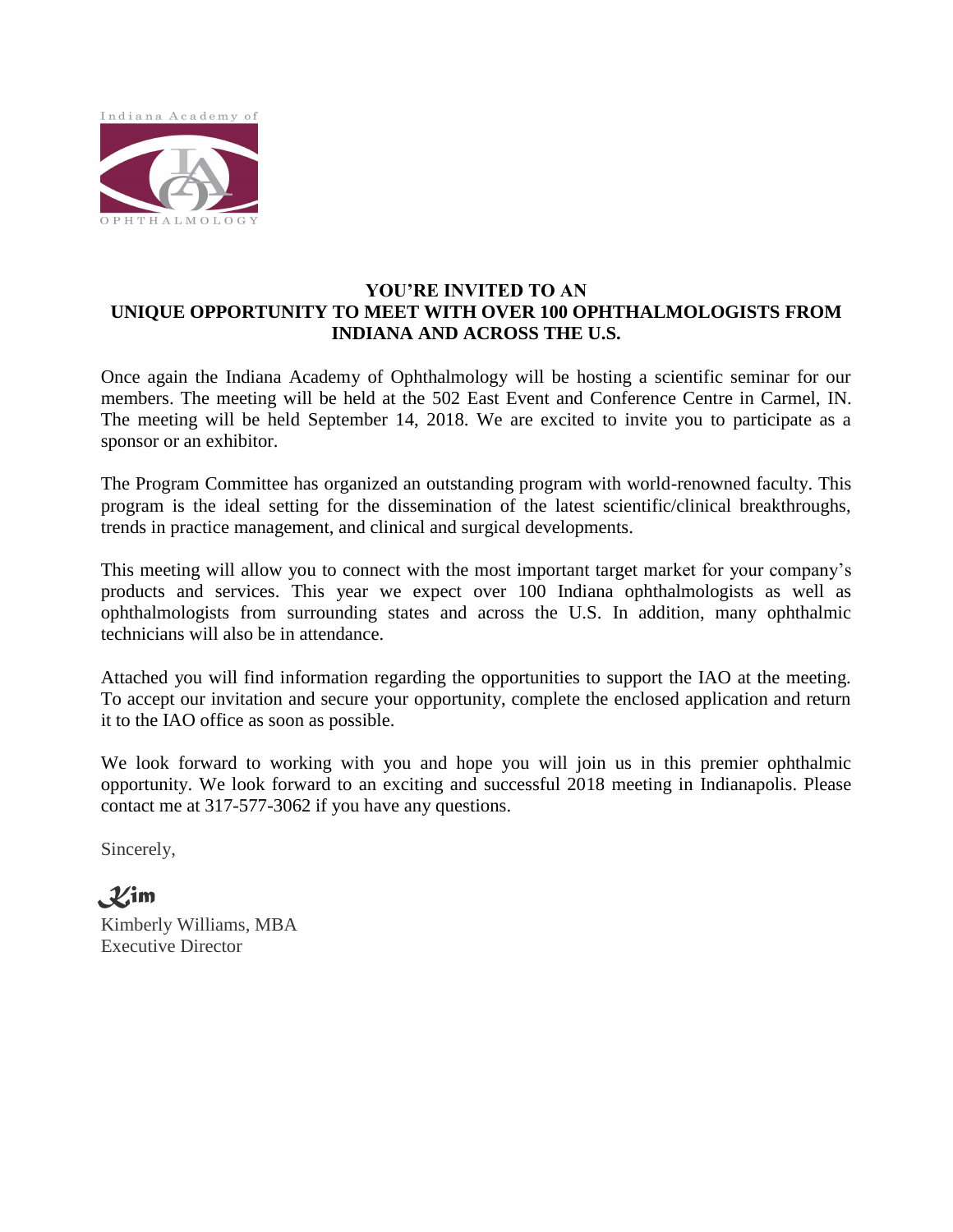Indiana Academy of

OPHTHALMOLOGY

**YOU'RE INVITED TO AN**
**UNIQUE OPPORTUNITY TO MEET WITH OVER 100 OPHTHALMOLOGISTS FROM INDIANA AND ACROSS THE U.S.**

Once again the Indiana Academy of Ophthalmology will be hosting a scientific seminar for our members. The meeting will be held at the 502 East Event and Conference Centre in Carmel, IN. The meeting will be held September 14, 2018. We are excited to invite you to participate as a sponsor or an exhibitor.

The Program Committee has organized an outstanding program with world-renowned faculty. This program is the ideal setting for the dissemination of the latest scientific/clinical breakthroughs, trends in practice management, and clinical and surgical developments.

This meeting will allow you to connect with the most important target market for your company's products and services. This year we expect over 100 Indiana ophthalmologists as well as ophthalmologists from surrounding states and across the U.S. In addition, many ophthalmic technicians will also be in attendance.

Attached you will find information regarding the opportunities to support the IAO at the meeting. To accept our invitation and secure your opportunity, complete the enclosed application and return it to the IAO office as soon as possible.

We look forward to working with you and hope you will join us in this premier ophthalmic opportunity. We look forward to an exciting and successful 2018 meeting in Indianapolis. Please contact me at 317-577-3062 if you have any questions.

Sincerely,

*Kim*

Kimberly Williams, MBA
Executive Director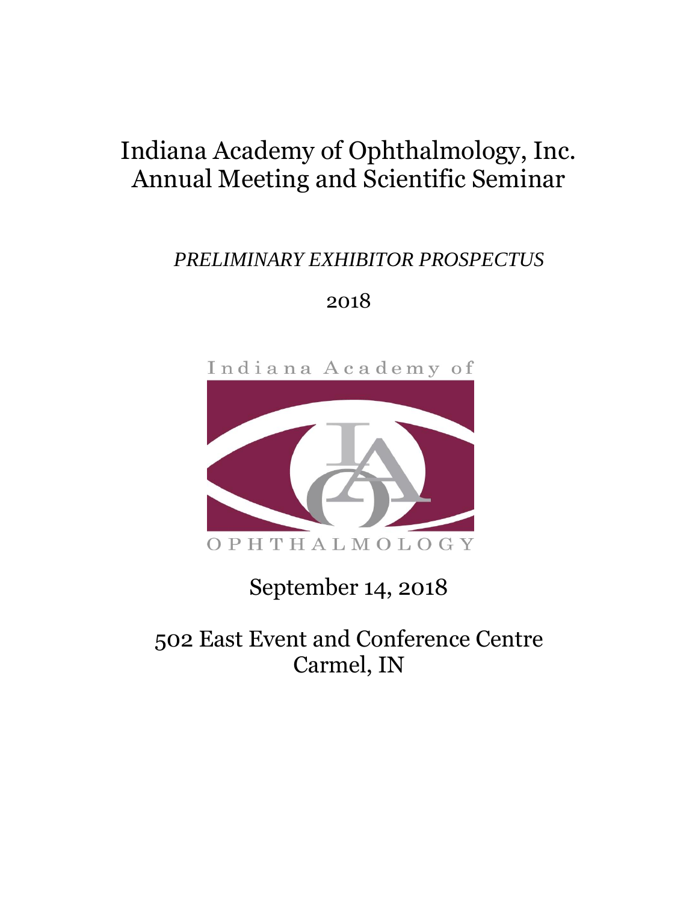# Indiana Academy of Ophthalmology, Inc.
# Annual Meeting and Scientific Seminar

*PRELIMINARY EXHIBITOR PROSPECTUS*

2018

September 14, 2018

502 East Event and Conference Centre
Carmel, IN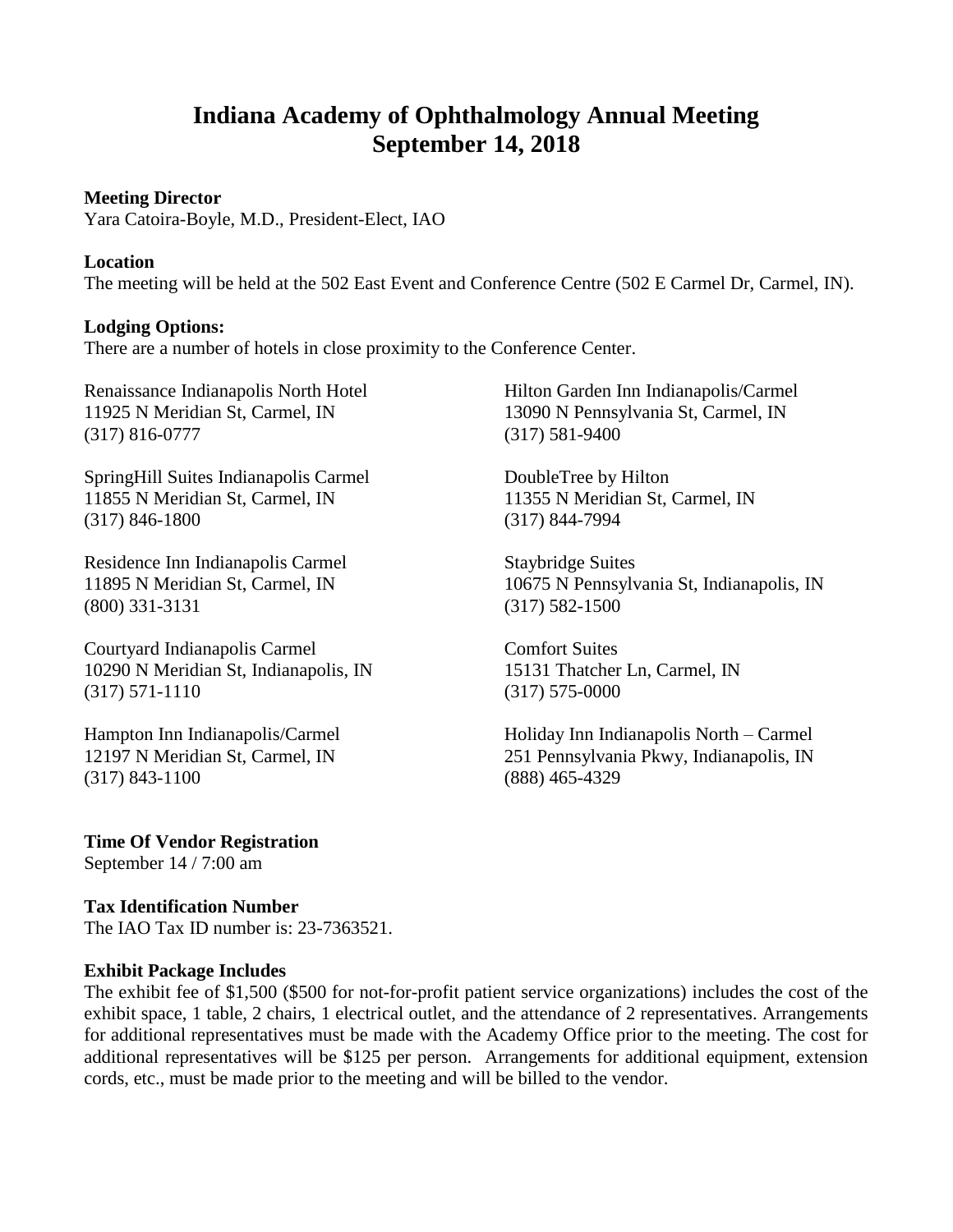# Indiana Academy of Ophthalmology Annual Meeting
# September 14, 2018

**Meeting Director**
Yara Catoira-Boyle, M.D., President-Elect, IAO

**Location**
The meeting will be held at the 502 East Event and Conference Centre (502 E Carmel Dr, Carmel, IN).

**Lodging Options:**
There are a number of hotels in close proximity to the Conference Center.

Renaissance Indianapolis North Hotel
11925 N Meridian St, Carmel, IN
(317) 816-0777

SpringHill Suites Indianapolis Carmel
11855 N Meridian St, Carmel, IN
(317) 846-1800

Residence Inn Indianapolis Carmel
11895 N Meridian St, Carmel, IN
(800) 331-3131

Courtyard Indianapolis Carmel
10290 N Meridian St, Indianapolis, IN
(317) 571-1110

Hampton Inn Indianapolis/Carmel
12197 N Meridian St, Carmel, IN
(317) 843-1100

Hilton Garden Inn Indianapolis/Carmel
13090 N Pennsylvania St, Carmel, IN
(317) 581-9400

DoubleTree by Hilton
11355 N Meridian St, Carmel, IN
(317) 844-7994

Staybridge Suites
10675 N Pennsylvania St, Indianapolis, IN
(317) 582-1500

Comfort Suites
15131 Thatcher Ln, Carmel, IN
(317) 575-0000

Holiday Inn Indianapolis North – Carmel
251 Pennsylvania Pkwy, Indianapolis, IN
(888) 465-4329

**Time Of Vendor Registration**
September 14 / 7:00 am

**Tax Identification Number**
The IAO Tax ID number is: 23-7363521.

**Exhibit Package Includes**
The exhibit fee of $1,500 ($500 for not-for-profit patient service organizations) includes the cost of the exhibit space, 1 table, 2 chairs, 1 electrical outlet, and the attendance of 2 representatives. Arrangements for additional representatives must be made with the Academy Office prior to the meeting. The cost for additional representatives will be $125 per person. Arrangements for additional equipment, extension cords, etc., must be made prior to the meeting and will be billed to the vendor.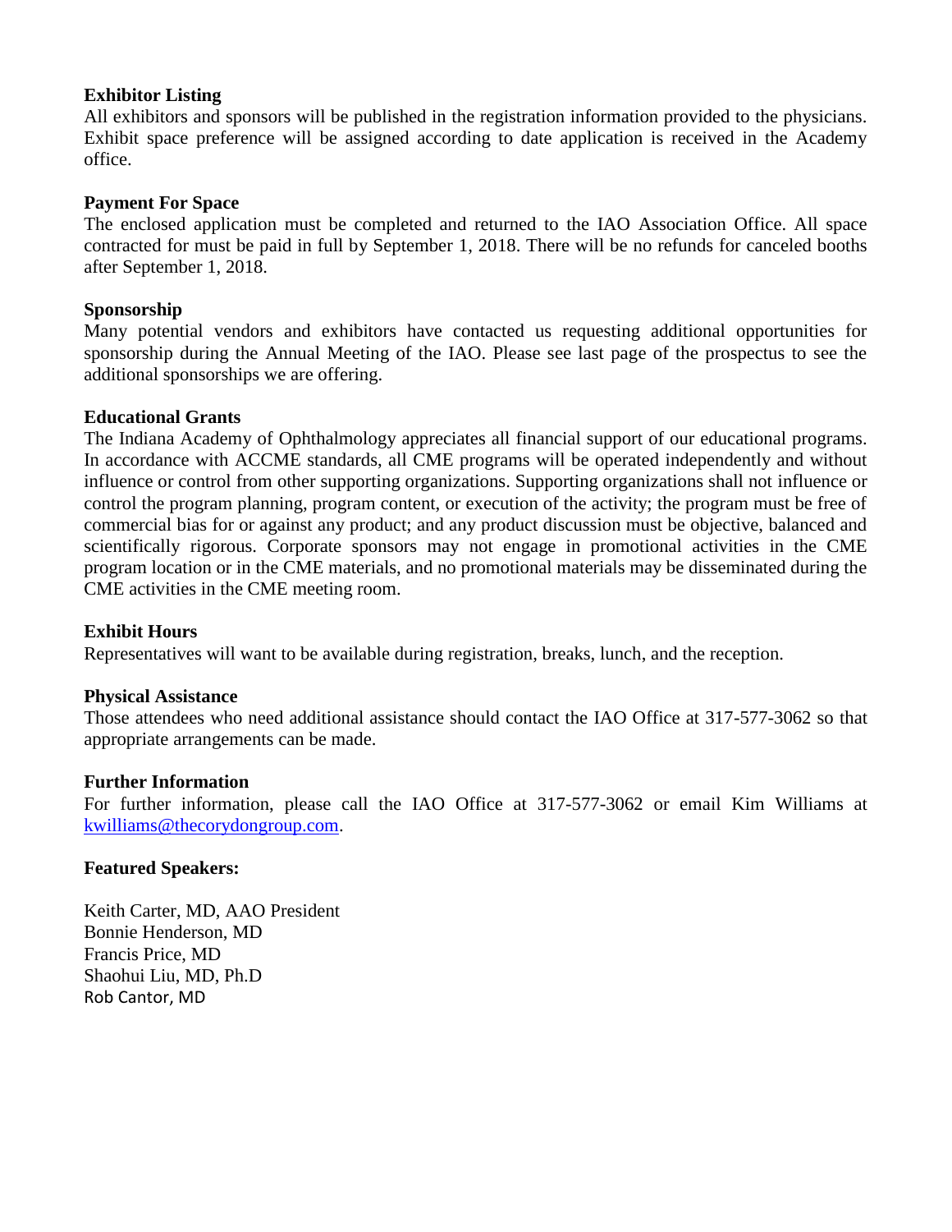**Exhibitor Listing**

All exhibitors and sponsors will be published in the registration information provided to the physicians. Exhibit space preference will be assigned according to date application is received in the Academy office.

**Payment For Space**

The enclosed application must be completed and returned to the IAO Association Office. All space contracted for must be paid in full by September 1, 2018. There will be no refunds for canceled booths after September 1, 2018.

**Sponsorship**

Many potential vendors and exhibitors have contacted us requesting additional opportunities for sponsorship during the Annual Meeting of the IAO. Please see last page of the prospectus to see the additional sponsorships we are offering.

**Educational Grants**

The Indiana Academy of Ophthalmology appreciates all financial support of our educational programs. In accordance with ACCME standards, all CME programs will be operated independently and without influence or control from other supporting organizations. Supporting organizations shall not influence or control the program planning, program content, or execution of the activity; the program must be free of commercial bias for or against any product; and any product discussion must be objective, balanced and scientifically rigorous. Corporate sponsors may not engage in promotional activities in the CME program location or in the CME materials, and no promotional materials may be disseminated during the CME activities in the CME meeting room.

**Exhibit Hours**

Representatives will want to be available during registration, breaks, lunch, and the reception.

**Physical Assistance**

Those attendees who need additional assistance should contact the IAO Office at 317-577-3062 so that appropriate arrangements can be made.

**Further Information**

For further information, please call the IAO Office at 317-577-3062 or email Kim Williams at [kwilliams@thecorydongroup.com](mailto:kwilliams@thecorydongroup.com).

**Featured Speakers:**

Keith Carter, MD, AAO President
Bonnie Henderson, MD
Francis Price, MD
Shaohui Liu, MD, Ph.D
Rob Cantor, MD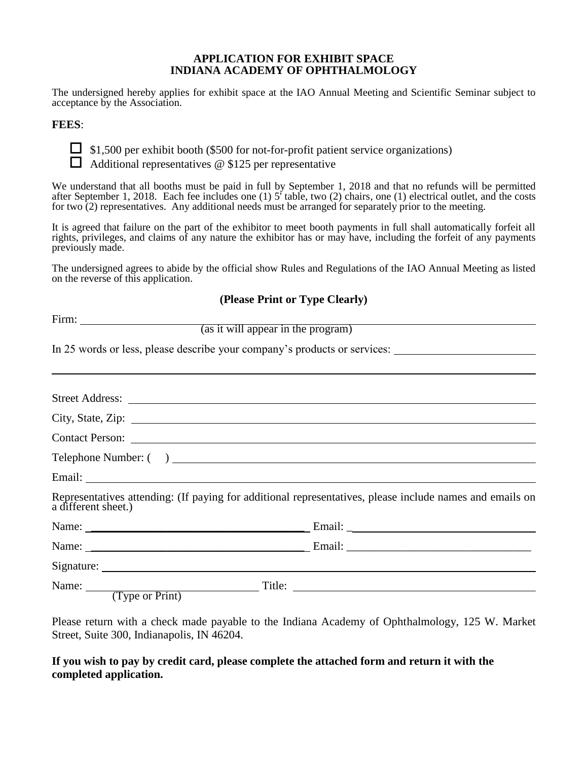**APPLICATION FOR EXHIBIT SPACE**
**INDIANA ACADEMY OF OPHTHALMOLOGY**

The undersigned hereby applies for exhibit space at the IAO Annual Meeting and Scientific Seminar subject to acceptance by the Association.

**FEES**:

- ☐ $1,500 per exhibit booth ($500 for not-for-profit patient service organizations)
- ☐ Additional representatives @ $125 per representative

We understand that all booths must be paid in full by September 1, 2018 and that no refunds will be permitted after September 1, 2018. Each fee includes one (1) 5' table, two (2) chairs, one (1) electrical outlet, and the costs for two (2) representatives. Any additional needs must be arranged for separately prior to the meeting.

It is agreed that failure on the part of the exhibitor to meet booth payments in full shall automatically forfeit all rights, privileges, and claims of any nature the exhibitor has or may have, including the forfeit of any payments previously made.

The undersigned agrees to abide by the official show Rules and Regulations of the IAO Annual Meeting as listed on the reverse of this application.

**(Please Print or Type Clearly)**

Firm: ______________________________________________
(as it will appear in the program)

In 25 words or less, please describe your company's products or services: ______________________

______________________________________________

Street Address: ______________________________________________

City, State, Zip: ______________________________________________

Contact Person: ______________________________________________

Telephone Number: (    ) ______________________________________________

Email: ______________________________________________

Representatives attending: (If paying for additional representatives, please include names and emails on a different sheet.)

Name: ______________________ Email: ______________________

Name: ______________________ Email: ______________________

Signature: ______________________________________________

Name: ______________________ Title: ______________________
(Type or Print)

Please return with a check made payable to the Indiana Academy of Ophthalmology, 125 W. Market Street, Suite 300, Indianapolis, IN 46204.

**If you wish to pay by credit card, please complete the attached form and return it with the completed application.**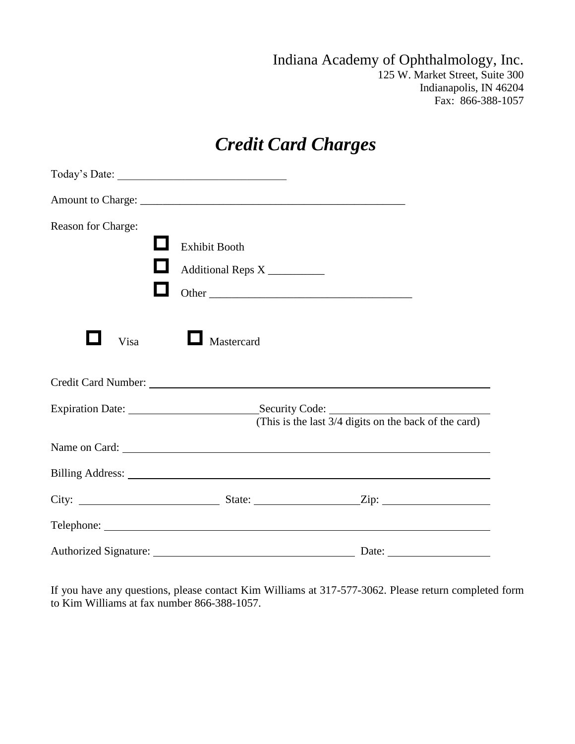Indiana Academy of Ophthalmology, Inc.
125 W. Market Street, Suite 300
Indianapolis, IN 46204
Fax: 866-388-1057

# *Credit Card Charges*

Today's Date: ____________________________

Amount to Charge: ______________________________________________

Reason for Charge:

- ☐ Exhibit Booth
- ☐ Additional Reps X __________
- ☐ Other ___________________________________

☐ Visa ☐ Mastercard

Credit Card Number: ____________________________________________________________

Expiration Date: ______________________ Security Code: __________________________
(This is the last 3/4 digits on the back of the card)

Name on Card: ________________________________________________________________

Billing Address: ______________________________________________________________

City: ________________________ State: __________________ Zip: __________________

Telephone: ___________________________________________________________________

Authorized Signature: ___________________________________ Date: ________________

If you have any questions, please contact Kim Williams at 317-577-3062. Please return completed form to Kim Williams at fax number 866-388-1057.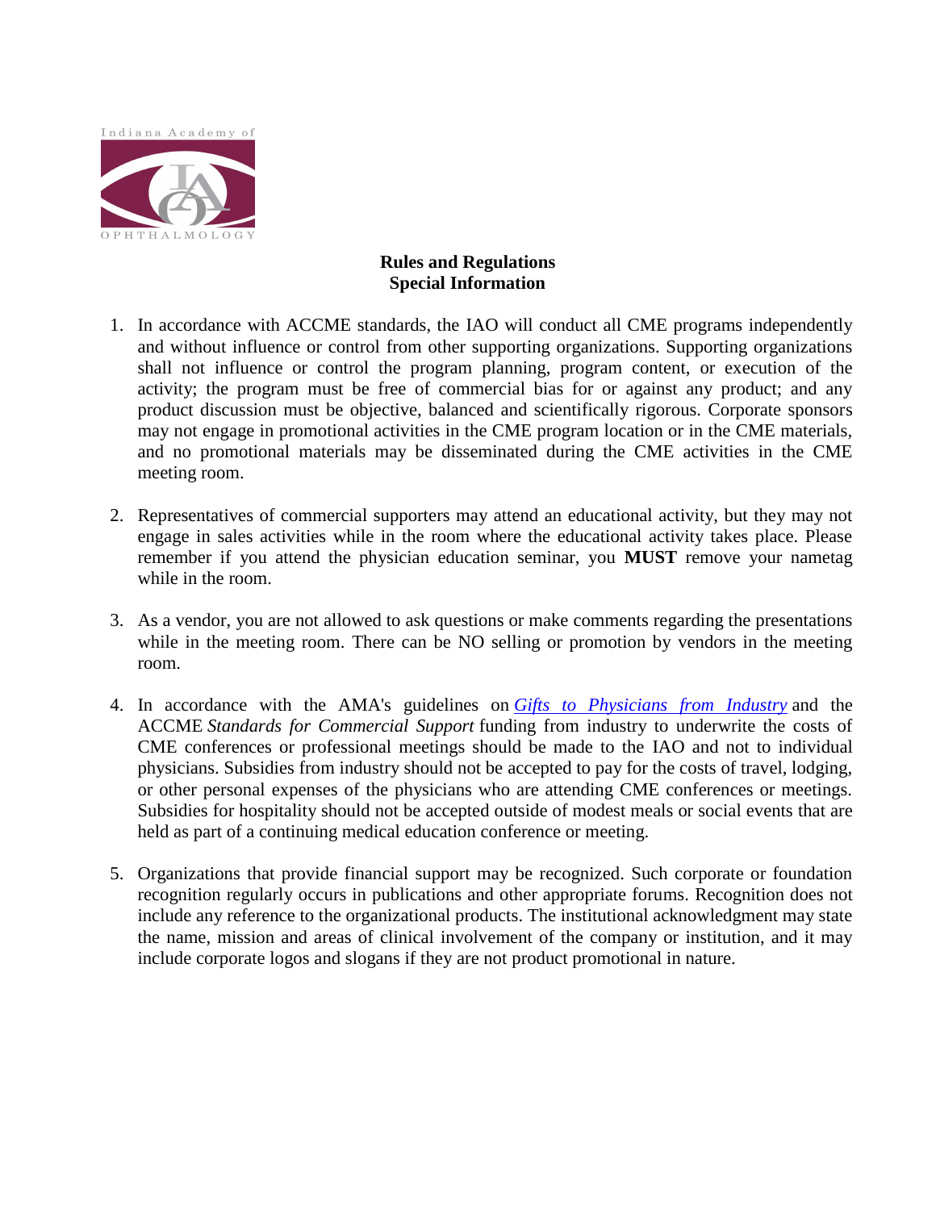Indiana Academy of OPHTHALMOLOGY

**Rules and Regulations**
**Special Information**

1. In accordance with ACCME standards, the IAO will conduct all CME programs independently and without influence or control from other supporting organizations. Supporting organizations shall not influence or control the program planning, program content, or execution of the activity; the program must be free of commercial bias for or against any product; and any product discussion must be objective, balanced and scientifically rigorous. Corporate sponsors may not engage in promotional activities in the CME program location or in the CME materials, and no promotional materials may be disseminated during the CME activities in the CME meeting room.

2. Representatives of commercial supporters may attend an educational activity, but they may not engage in sales activities while in the room where the educational activity takes place. Please remember if you attend the physician education seminar, you **MUST** remove your nametag while in the room.

3. As a vendor, you are not allowed to ask questions or make comments regarding the presentations while in the meeting room. There can be NO selling or promotion by vendors in the meeting room.

4. In accordance with the AMA's guidelines on *Gifts to Physicians from Industry* and the ACCME *Standards for Commercial Support* funding from industry to underwrite the costs of CME conferences or professional meetings should be made to the IAO and not to individual physicians. Subsidies from industry should not be accepted to pay for the costs of travel, lodging, or other personal expenses of the physicians who are attending CME conferences or meetings. Subsidies for hospitality should not be accepted outside of modest meals or social events that are held as part of a continuing medical education conference or meeting.

5. Organizations that provide financial support may be recognized. Such corporate or foundation recognition regularly occurs in publications and other appropriate forums. Recognition does not include any reference to the organizational products. The institutional acknowledgment may state the name, mission and areas of clinical involvement of the company or institution, and it may include corporate logos and slogans if they are not product promotional in nature.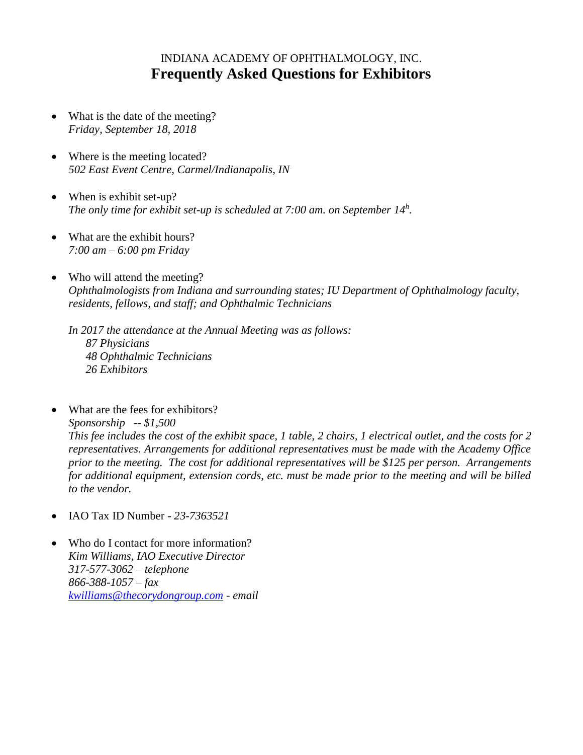INDIANA ACADEMY OF OPHTHALMOLOGY, INC.

# Frequently Asked Questions for Exhibitors

- What is the date of the meeting?
  *Friday, September 18, 2018*

- Where is the meeting located?
  *502 East Event Centre, Carmel/Indianapolis, IN*

- When is exhibit set-up?
  *The only time for exibit set-up is scheduled at 7:00 am. on September 14h.*

- What are the exhibit hours?
  *7:00 am – 6:00 pm Friday*

- Who will attend the meeting?
  *Ophthalmologists from Indiana and surrounding states; IU Department of Ophthalmology faculty, residents, fellows, and staff; and Ophthalmic Technicians*

  *In 2017 the attendance at the Annual Meeting was as follows:*
  - *87 Physicians*
  - *48 Ophthalmic Technicians*
  - *26 Exhibitors*

- What are the fees for exhibitors?
  *Sponsorship -- $1,500*
  *This fee includes the cost of the exhibit space, 1 table, 2 chairs, 1 electrical outlet, and the costs for 2 representatives. Arrangements for additional representatives must be made with the Academy Office prior to the meeting. The cost for additional representatives will be $125 per person. Arrangements for additional equipment, extension cords, etc. must be made prior to the meeting and will be billed to the vendor.*

- IAO Tax ID Number - *23-7363521*

- Who do I contact for more information?
  *Kim Williams, IAO Executive Director*
  *317-577-3062 – telephone*
  *866-388-1057 – fax*
  *kwilliams@thecorydongroup.com - email*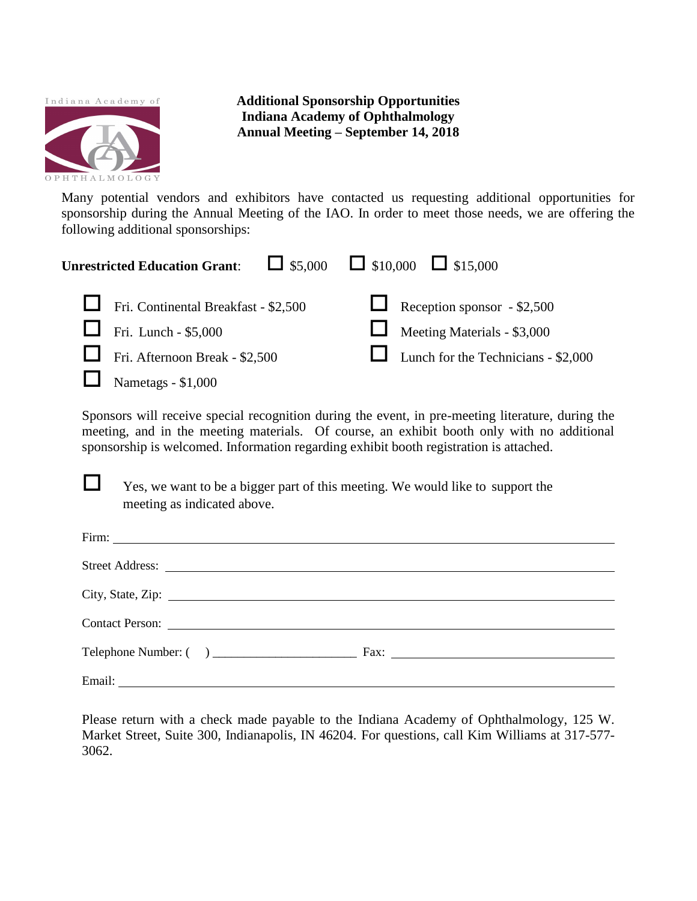Indiana Academy of OPHTHALMOLOGY

**Additional Sponsorship Opportunities**
**Indiana Academy of Ophthalmology**
**Annual Meeting – September 14, 2018**

Many potential vendors and exhibitors have contacted us requesting additional opportunities for sponsorship during the Annual Meeting of the IAO. In order to meet those needs, we are offering the following additional sponsorships:

**Unrestricted Education Grant**: ☐ $5,000 ☐ $10,000 ☐ $15,000

- ☐ Fri. Continental Breakfast - $2,500
- ☐ Fri. Lunch - $5,000
- ☐ Fri. Afternoon Break - $2,500
- ☐ Nametags - $1,000
- ☐ Reception sponsor - $2,500
- ☐ Meeting Materials - $3,000
- ☐ Lunch for the Technicians - $2,000

Sponsors will receive special recognition during the event, in pre-meeting literature, during the meeting, and in the meeting materials. Of course, an exhibit booth only with no additional sponsorship is welcomed. Information regarding exhibit booth registration is attached.

☐ Yes, we want to be a bigger part of this meeting. We would like to support the meeting as indicated above.

Firm: ______________________________

Street Address: ______________________________

City, State, Zip: ______________________________

Contact Person: ______________________________

Telephone Number: ( ) ______________________ Fax: ______________________

Email: ______________________________

Please return with a check made payable to the Indiana Academy of Ophthalmology, 125 W. Market Street, Suite 300, Indianapolis, IN 46204. For questions, call Kim Williams at 317-577-3062.